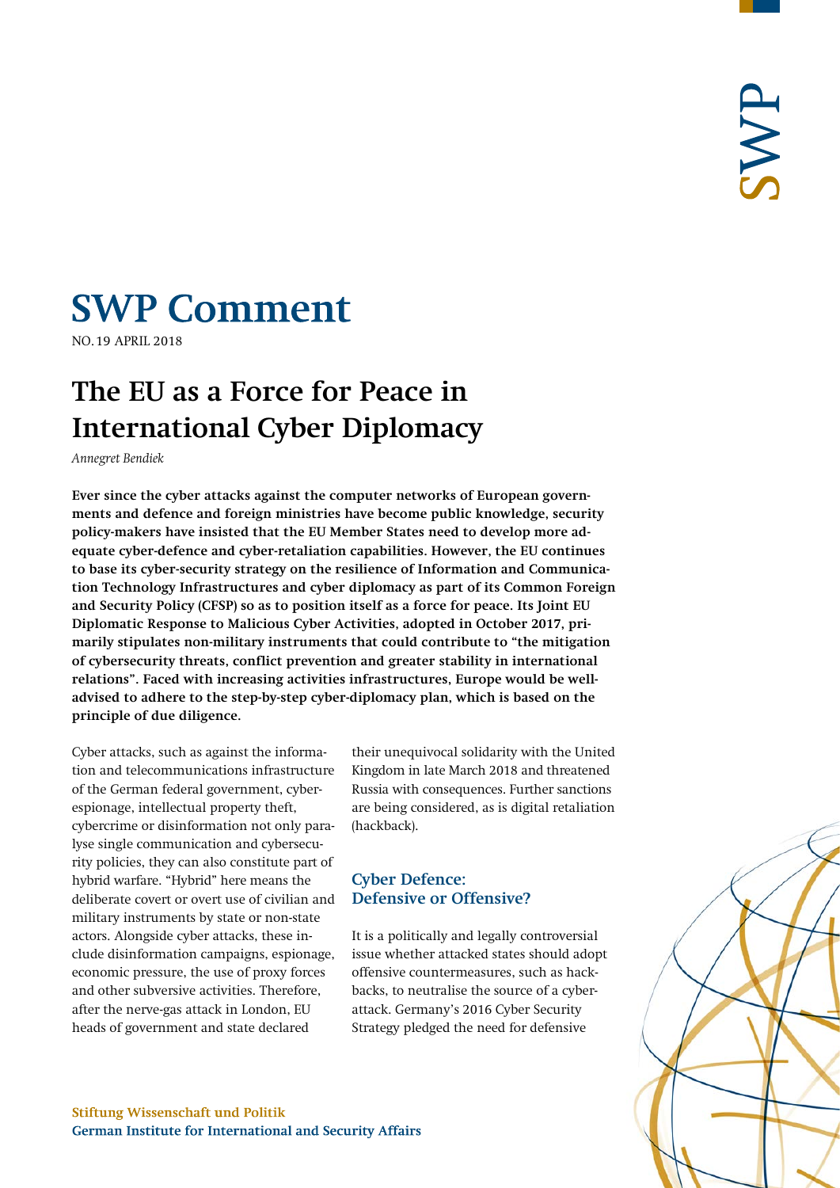# SWP Comment

NO. 19 APRIL 2018

## The EU as a Force for Peace in International Cyber Diplomacy

*Annegret Bendiek*

**Ever since the cyber attacks against the computer networks of European governments and defence and foreign ministries have become public knowledge, security policy-makers have insisted that the EU Member States need to develop more adequate cyber-defence and cyber-retaliation capabilities. However, the EU continues to base its cyber-security strategy on the resilience of Information and Communication Technology Infrastructures and cyber diplomacy as part of its Common Foreign and Security Policy (CFSP) so as to position itself as a force for peace. Its Joint EU Diplomatic Response to Malicious Cyber Activities, adopted in October 2017, primarily stipulates non-military instruments that could contribute to "the mitigation of cybersecurity threats, conflict prevention and greater stability in international relations". Faced with increasing activities infrastructures, Europe would be well-advised to adhere to the step-by-step cyber-diplomacy plan, which is based on the principle of due diligence.**

Cyber attacks, such as against the information and telecommunications infrastructure of the German federal government, cyber-espionage, intellectual property theft, cybercrime or disinformation not only paralyse single communication and cybersecurity policies, they can also constitute part of hybrid warfare. "Hybrid" here means the deliberate covert or overt use of civilian and military instruments by state or non-state actors. Alongside cyber attacks, these include disinformation campaigns, espionage, economic pressure, the use of proxy forces and other subversive activities. Therefore, after the nerve-gas attack in London, EU heads of government and state declared their unequivocal solidarity with the United Kingdom in late March 2018 and threatened Russia with consequences. Further sanctions are being considered, as is digital retaliation (hackback).

### Cyber Defence: Defensive or Offensive?

It is a politically and legally controversial issue whether attacked states should adopt offensive countermeasures, such as hackbacks, to neutralise the source of a cyber-attack. Germany's 2016 Cyber Security Strategy pledged the need for defensive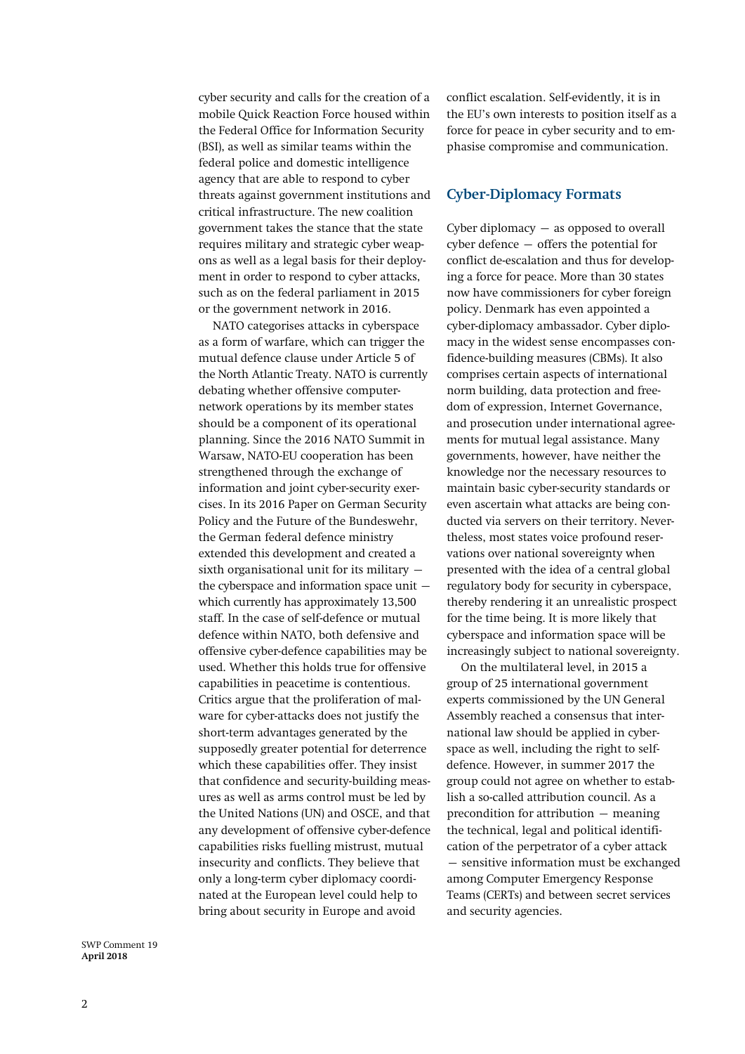cyber security and calls for the creation of a mobile Quick Reaction Force housed within the Federal Office for Information Security (BSI), as well as similar teams within the federal police and domestic intelligence agency that are able to respond to cyber threats against government institutions and critical infrastructure. The new coalition government takes the stance that the state requires military and strategic cyber weapons as well as a legal basis for their deployment in order to respond to cyber attacks, such as on the federal parliament in 2015 or the government network in 2016.

NATO categorises attacks in cyberspace as a form of warfare, which can trigger the mutual defence clause under Article 5 of the North Atlantic Treaty. NATO is currently debating whether offensive computer-network operations by its member states should be a component of its operational planning. Since the 2016 NATO Summit in Warsaw, NATO-EU cooperation has been strengthened through the exchange of information and joint cyber-security exercises. In its 2016 Paper on German Security Policy and the Future of the Bundeswehr, the German federal defence ministry extended this development and created a sixth organisational unit for its military — the cyberspace and information space unit — which currently has approximately 13,500 staff. In the case of self-defence or mutual defence within NATO, both defensive and offensive cyber-defence capabilities may be used. Whether this holds true for offensive capabilities in peacetime is contentious. Critics argue that the proliferation of malware for cyber-attacks does not justify the short-term advantages generated by the supposedly greater potential for deterrence which these capabilities offer. They insist that confidence and security-building measures as well as arms control must be led by the United Nations (UN) and OSCE, and that any development of offensive cyber-defence capabilities risks fuelling mistrust, mutual insecurity and conflicts. They believe that only a long-term cyber diplomacy coordinated at the European level could help to bring about security in Europe and avoid conflict escalation. Self-evidently, it is in the EU's own interests to position itself as a force for peace in cyber security and to emphasise compromise and communication.

## Cyber-Diplomacy Formats

Cyber diplomacy — as opposed to overall cyber defence — offers the potential for conflict de-escalation and thus for developing a force for peace. More than 30 states now have commissioners for cyber foreign policy. Denmark has even appointed a cyber-diplomacy ambassador. Cyber diplomacy in the widest sense encompasses confidence-building measures (CBMs). It also comprises certain aspects of international norm building, data protection and freedom of expression, Internet Governance, and prosecution under international agreements for mutual legal assistance. Many governments, however, have neither the knowledge nor the necessary resources to maintain basic cyber-security standards or even ascertain what attacks are being conducted via servers on their territory. Nevertheless, most states voice profound reservations over national sovereignty when presented with the idea of a central global regulatory body for security in cyberspace, thereby rendering it an unrealistic prospect for the time being. It is more likely that cyberspace and information space will be increasingly subject to national sovereignty.

On the multilateral level, in 2015 a group of 25 international government experts commissioned by the UN General Assembly reached a consensus that international law should be applied in cyberspace as well, including the right to self-defence. However, in summer 2017 the group could not agree on whether to establish a so-called attribution council. As a precondition for attribution — meaning the technical, legal and political identification of the perpetrator of a cyber attack — sensitive information must be exchanged among Computer Emergency Response Teams (CERTs) and between secret services and security agencies.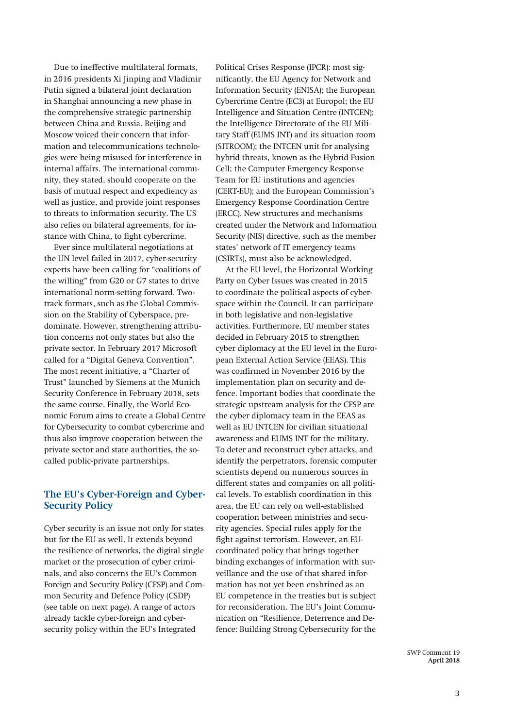Due to ineffective multilateral formats, in 2016 presidents Xi Jinping and Vladimir Putin signed a bilateral joint declaration in Shanghai announcing a new phase in the comprehensive strategic partnership between China and Russia. Beijing and Moscow voiced their concern that information and telecommunications technologies were being misused for interference in internal affairs. The international community, they stated, should cooperate on the basis of mutual respect and expediency as well as justice, and provide joint responses to threats to information security. The US also relies on bilateral agreements, for instance with China, to fight cybercrime.

Ever since multilateral negotiations at the UN level failed in 2017, cyber-security experts have been calling for "coalitions of the willing" from G20 or G7 states to drive international norm-setting forward. Two-track formats, such as the Global Commission on the Stability of Cyberspace, predominate. However, strengthening attribution concerns not only states but also the private sector. In February 2017 Microsoft called for a "Digital Geneva Convention". The most recent initiative, a "Charter of Trust" launched by Siemens at the Munich Security Conference in February 2018, sets the same course. Finally, the World Economic Forum aims to create a Global Centre for Cybersecurity to combat cybercrime and thus also improve cooperation between the private sector and state authorities, the so-called public-private partnerships.

## The EU's Cyber-Foreign and Cyber-Security Policy

Cyber security is an issue not only for states but for the EU as well. It extends beyond the resilience of networks, the digital single market or the prosecution of cyber criminals, and also concerns the EU's Common Foreign and Security Policy (CFSP) and Common Security and Defence Policy (CSDP) (see table on next page). A range of actors already tackle cyber-foreign and cyber-security policy within the EU's Integrated Political Crises Response (IPCR): most significantly, the EU Agency for Network and Information Security (ENISA); the European Cybercrime Centre (EC3) at Europol; the EU Intelligence and Situation Centre (INTCEN); the Intelligence Directorate of the EU Military Staff (EUMS INT) and its situation room (SITROOM); the INTCEN unit for analysing hybrid threats, known as the Hybrid Fusion Cell; the Computer Emergency Response Team for EU institutions and agencies (CERT-EU); and the European Commission's Emergency Response Coordination Centre (ERCC). New structures and mechanisms created under the Network and Information Security (NIS) directive, such as the member states' network of IT emergency teams (CSIRTs), must also be acknowledged.

At the EU level, the Horizontal Working Party on Cyber Issues was created in 2015 to coordinate the political aspects of cyberspace within the Council. It can participate in both legislative and non-legislative activities. Furthermore, EU member states decided in February 2015 to strengthen cyber diplomacy at the EU level in the European External Action Service (EEAS). This was confirmed in November 2016 by the implementation plan on security and defence. Important bodies that coordinate the strategic upstream analysis for the CFSP are the cyber diplomacy team in the EEAS as well as EU INTCEN for civilian situational awareness and EUMS INT for the military. To deter and reconstruct cyber attacks, and identify the perpetrators, forensic computer scientists depend on numerous sources in different states and companies on all political levels. To establish coordination in this area, the EU can rely on well-established cooperation between ministries and security agencies. Special rules apply for the fight against terrorism. However, an EU-coordinated policy that brings together binding exchanges of information with surveillance and the use of that shared information has not yet been enshrined as an EU competence in the treaties but is subject for reconsideration. The EU's Joint Communication on "Resilience, Deterrence and Defence: Building Strong Cybersecurity for the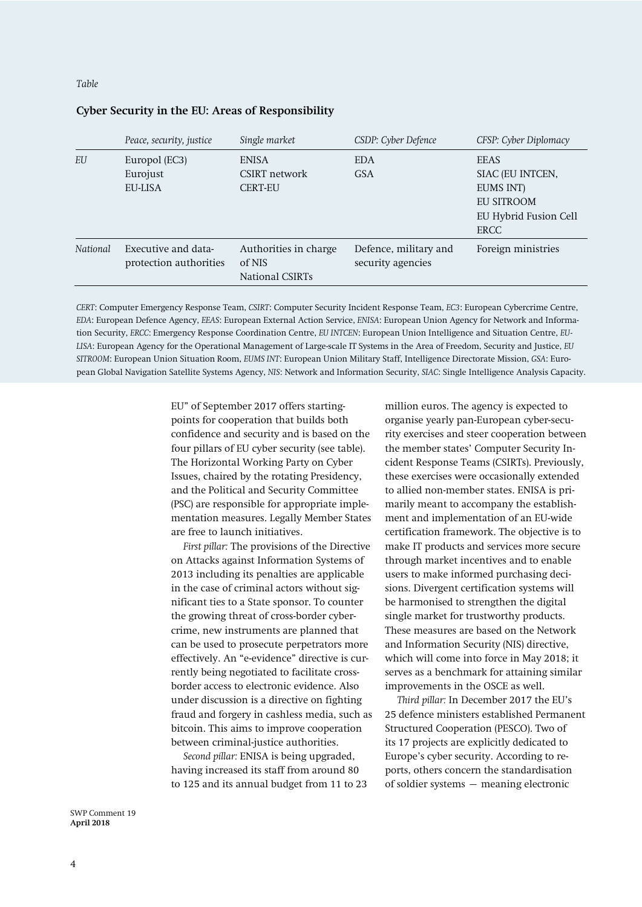*Table*

**Cyber Security in the EU: Areas of Responsibility**

| | *Peace, security, justice* | *Single market* | *CSDP: Cyber Defence* | *CFSP: Cyber Diplomacy* |
|---|---|---|---|---|
| *EU* | Europol (EC3)<br>Eurojust<br>EU-LISA | ENISA<br>CSIRT network<br>CERT-EU | EDA<br>GSA | EEAS<br>SIAC (EU INTCEN, EUMS INT)<br>EU SITROOM<br>EU Hybrid Fusion Cell<br>ERCC |
| *National* | Executive and data-protection authorities | Authorities in charge of NIS<br>National CSIRTs | Defence, military and security agencies | Foreign ministries |

*CERT*: Computer Emergency Response Team, *CSIRT*: Computer Security Incident Response Team, *EC3*: European Cybercrime Centre, *EDA*: European Defence Agency, *EEAS*: European External Action Service, *ENISA*: European Union Agency for Network and Information Security, *ERCC*: Emergency Response Coordination Centre, *EU INTCEN*: European Union Intelligence and Situation Centre, *EU-LISA*: European Agency for the Operational Management of Large-scale IT Systems in the Area of Freedom, Security and Justice, *EU SITROOM*: European Union Situation Room, *EUMS INT*: European Union Military Staff, Intelligence Directorate Mission, *GSA*: European Global Navigation Satellite Systems Agency, *NIS*: Network and Information Security, *SIAC*: Single Intelligence Analysis Capacity.

EU" of September 2017 offers starting-points for cooperation that builds both confidence and security and is based on the four pillars of EU cyber security (see table). The Horizontal Working Party on Cyber Issues, chaired by the rotating Presidency, and the Political and Security Committee (PSC) are responsible for appropriate implementation measures. Legally Member States are free to launch initiatives.

*First pillar:* The provisions of the Directive on Attacks against Information Systems of 2013 including its penalties are applicable in the case of criminal actors without significant ties to a State sponsor. To counter the growing threat of cross-border cybercrime, new instruments are planned that can be used to prosecute perpetrators more effectively. An "e-evidence" directive is currently being negotiated to facilitate cross-border access to electronic evidence. Also under discussion is a directive on fighting fraud and forgery in cashless media, such as bitcoin. This aims to improve cooperation between criminal-justice authorities.

*Second pillar:* ENISA is being upgraded, having increased its staff from around 80 to 125 and its annual budget from 11 to 23 million euros. The agency is expected to organise yearly pan-European cyber-security exercises and steer cooperation between the member states' Computer Security Incident Response Teams (CSIRTs). Previously, these exercises were occasionally extended to allied non-member states. ENISA is primarily meant to accompany the establishment and implementation of an EU-wide certification framework. The objective is to make IT products and services more secure through market incentives and to enable users to make informed purchasing decisions. Divergent certification systems will be harmonised to strengthen the digital single market for trustworthy products. These measures are based on the Network and Information Security (NIS) directive, which will come into force in May 2018; it serves as a benchmark for attaining similar improvements in the OSCE as well.

*Third pillar:* In December 2017 the EU's 25 defence ministers established Permanent Structured Cooperation (PESCO). Two of its 17 projects are explicitly dedicated to Europe's cyber security. According to reports, others concern the standardisation of soldier systems — meaning electronic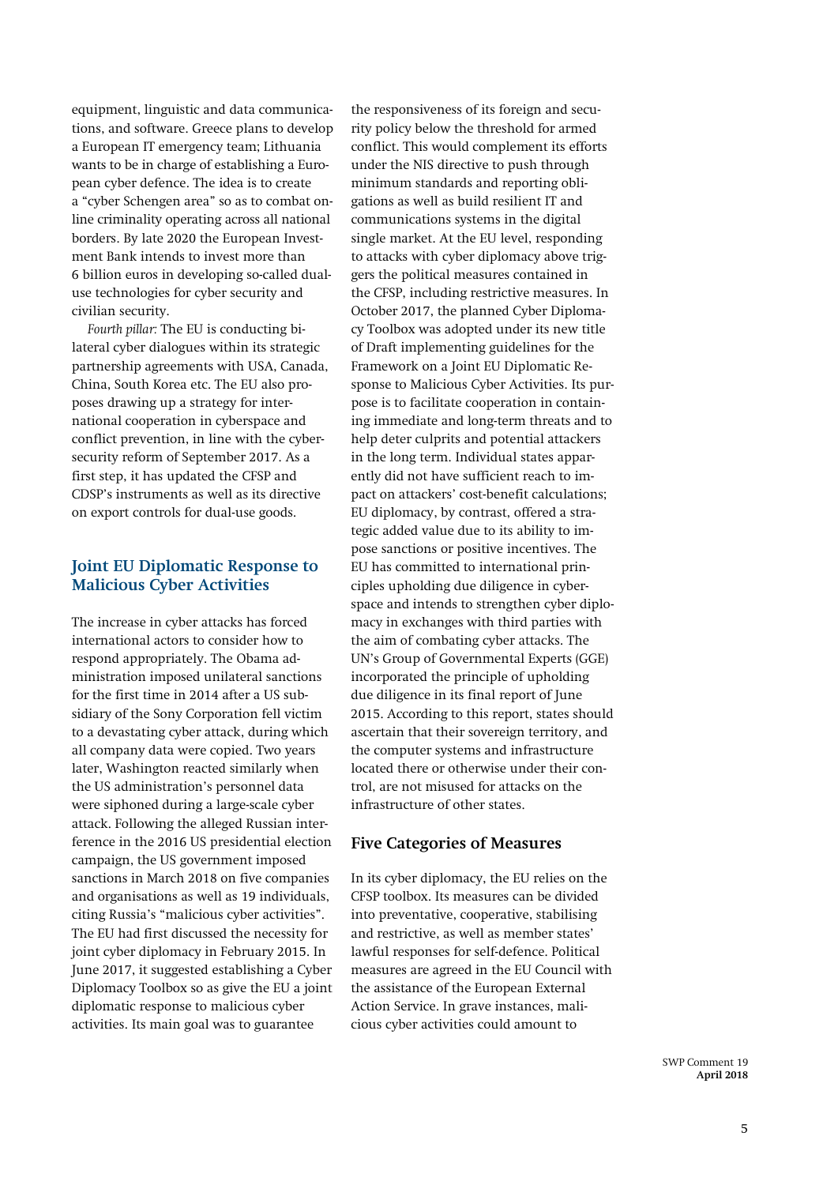equipment, linguistic and data communications, and software. Greece plans to develop a European IT emergency team; Lithuania wants to be in charge of establishing a European cyber defence. The idea is to create a "cyber Schengen area" so as to combat online criminality operating across all national borders. By late 2020 the European Investment Bank intends to invest more than 6 billion euros in developing so-called dual-use technologies for cyber security and civilian security.

*Fourth pillar:* The EU is conducting bilateral cyber dialogues within its strategic partnership agreements with USA, Canada, China, South Korea etc. The EU also proposes drawing up a strategy for international cooperation in cyberspace and conflict prevention, in line with the cybersecurity reform of September 2017. As a first step, it has updated the CFSP and CDSP's instruments as well as its directive on export controls for dual-use goods.

## Joint EU Diplomatic Response to Malicious Cyber Activities

The increase in cyber attacks has forced international actors to consider how to respond appropriately. The Obama administration imposed unilateral sanctions for the first time in 2014 after a US subsidiary of the Sony Corporation fell victim to a devastating cyber attack, during which all company data were copied. Two years later, Washington reacted similarly when the US administration's personnel data were siphoned during a large-scale cyber attack. Following the alleged Russian interference in the 2016 US presidential election campaign, the US government imposed sanctions in March 2018 on five companies and organisations as well as 19 individuals, citing Russia's "malicious cyber activities". The EU had first discussed the necessity for joint cyber diplomacy in February 2015. In June 2017, it suggested establishing a Cyber Diplomacy Toolbox so as give the EU a joint diplomatic response to malicious cyber activities. Its main goal was to guarantee the responsiveness of its foreign and security policy below the threshold for armed conflict. This would complement its efforts under the NIS directive to push through minimum standards and reporting obligations as well as build resilient IT and communications systems in the digital single market. At the EU level, responding to attacks with cyber diplomacy above triggers the political measures contained in the CFSP, including restrictive measures. In October 2017, the planned Cyber Diplomacy Toolbox was adopted under its new title of Draft implementing guidelines for the Framework on a Joint EU Diplomatic Response to Malicious Cyber Activities. Its purpose is to facilitate cooperation in containing immediate and long-term threats and to help deter culprits and potential attackers in the long term. Individual states apparently did not have sufficient reach to impact on attackers' cost-benefit calculations; EU diplomacy, by contrast, offered a strategic added value due to its ability to impose sanctions or positive incentives. The EU has committed to international principles upholding due diligence in cyberspace and intends to strengthen cyber diplomacy in exchanges with third parties with the aim of combating cyber attacks. The UN's Group of Governmental Experts (GGE) incorporated the principle of upholding due diligence in its final report of June 2015. According to this report, states should ascertain that their sovereign territory, and the computer systems and infrastructure located there or otherwise under their control, are not misused for attacks on the infrastructure of other states.

### Five Categories of Measures

In its cyber diplomacy, the EU relies on the CFSP toolbox. Its measures can be divided into preventative, cooperative, stabilising and restrictive, as well as member states' lawful responses for self-defence. Political measures are agreed in the EU Council with the assistance of the European External Action Service. In grave instances, malicious cyber activities could amount to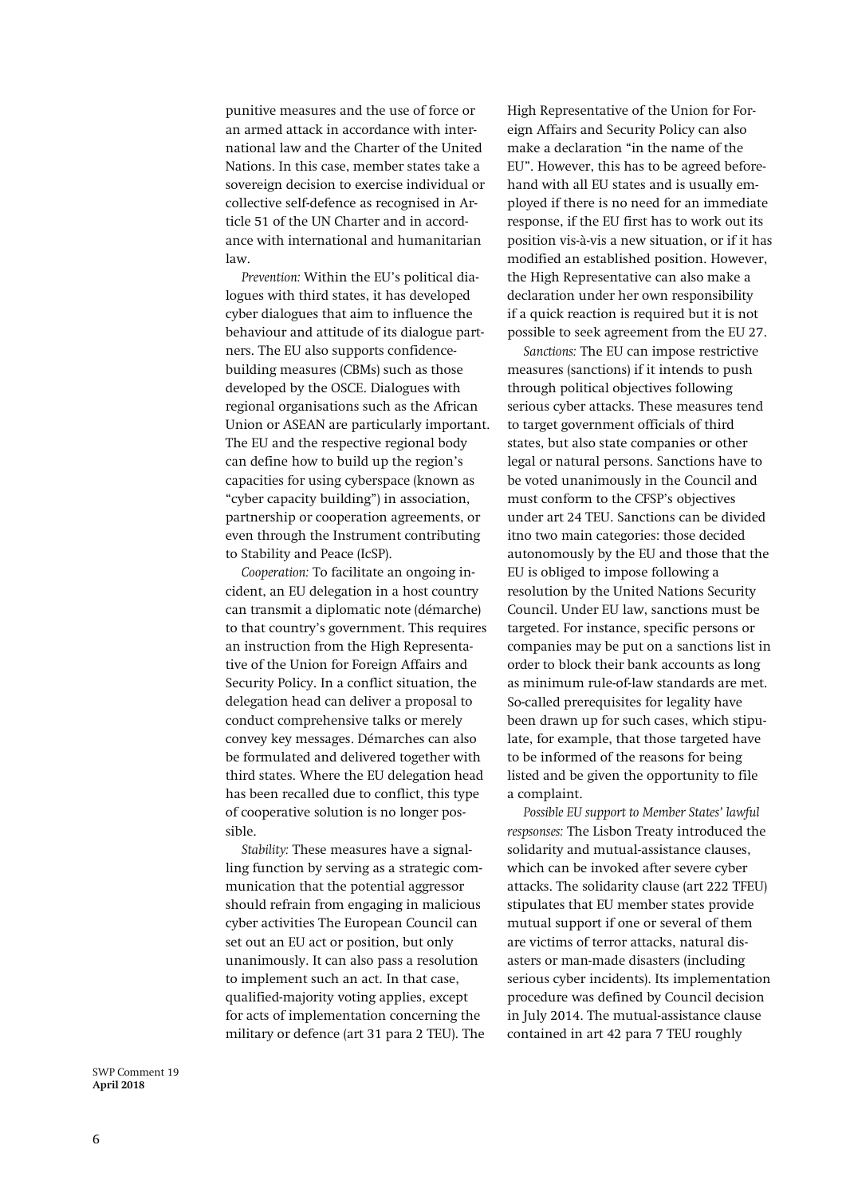punitive measures and the use of force or an armed attack in accordance with international law and the Charter of the United Nations. In this case, member states take a sovereign decision to exercise individual or collective self-defence as recognised in Article 51 of the UN Charter and in accordance with international and humanitarian law.

*Prevention:* Within the EU's political dialogues with third states, it has developed cyber dialogues that aim to influence the behaviour and attitude of its dialogue partners. The EU also supports confidence-building measures (CBMs) such as those developed by the OSCE. Dialogues with regional organisations such as the African Union or ASEAN are particularly important. The EU and the respective regional body can define how to build up the region's capacities for using cyberspace (known as "cyber capacity building") in association, partnership or cooperation agreements, or even through the Instrument contributing to Stability and Peace (IcSP).

*Cooperation:* To facilitate an ongoing incident, an EU delegation in a host country can transmit a diplomatic note (démarche) to that country's government. This requires an instruction from the High Representative of the Union for Foreign Affairs and Security Policy. In a conflict situation, the delegation head can deliver a proposal to conduct comprehensive talks or merely convey key messages. Démarches can also be formulated and delivered together with third states. Where the EU delegation head has been recalled due to conflict, this type of cooperative solution is no longer possible.

*Stability:* These measures have a signalling function by serving as a strategic communication that the potential aggressor should refrain from engaging in malicious cyber activities The European Council can set out an EU act or position, but only unanimously. It can also pass a resolution to implement such an act. In that case, qualified-majority voting applies, except for acts of implementation concerning the military or defence (art 31 para 2 TEU). The High Representative of the Union for Foreign Affairs and Security Policy can also make a declaration "in the name of the EU". However, this has to be agreed beforehand with all EU states and is usually employed if there is no need for an immediate response, if the EU first has to work out its position vis-à-vis a new situation, or if it has modified an established position. However, the High Representative can also make a declaration under her own responsibility if a quick reaction is required but it is not possible to seek agreement from the EU 27.

*Sanctions:* The EU can impose restrictive measures (sanctions) if it intends to push through political objectives following serious cyber attacks. These measures tend to target government officials of third states, but also state companies or other legal or natural persons. Sanctions have to be voted unanimously in the Council and must conform to the CFSP's objectives under art 24 TEU. Sanctions can be divided itno two main categories: those decided autonomously by the EU and those that the EU is obliged to impose following a resolution by the United Nations Security Council. Under EU law, sanctions must be targeted. For instance, specific persons or companies may be put on a sanctions list in order to block their bank accounts as long as minimum rule-of-law standards are met. So-called prerequisites for legality have been drawn up for such cases, which stipulate, for example, that those targeted have to be informed of the reasons for being listed and be given the opportunity to file a complaint.

*Possible EU support to Member States' lawful respsonses:* The Lisbon Treaty introduced the solidarity and mutual-assistance clauses, which can be invoked after severe cyber attacks. The solidarity clause (art 222 TFEU) stipulates that EU member states provide mutual support if one or several of them are victims of terror attacks, natural disasters or man-made disasters (including serious cyber incidents). Its implementation procedure was defined by Council decision in July 2014. The mutual-assistance clause contained in art 42 para 7 TEU roughly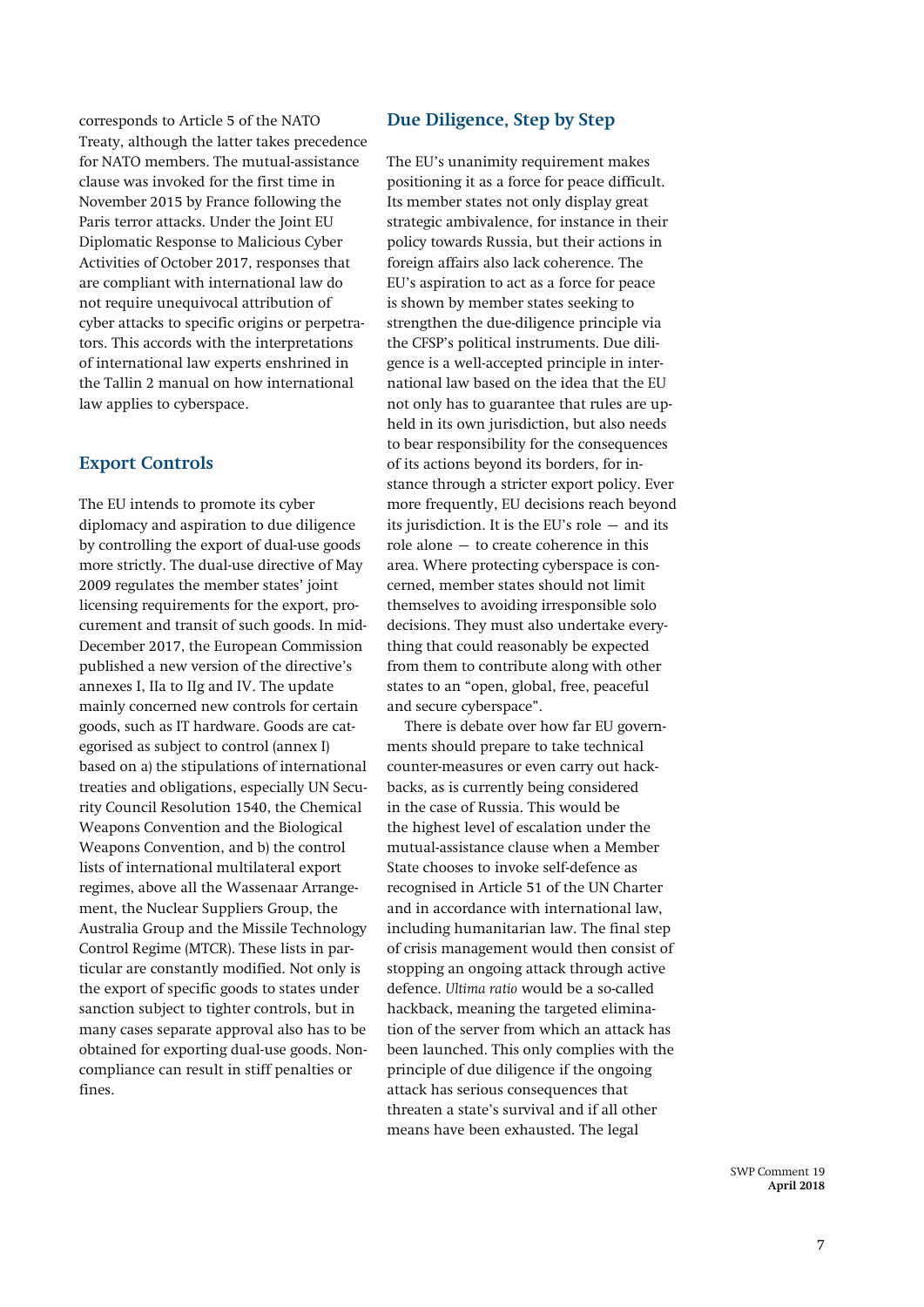corresponds to Article 5 of the NATO Treaty, although the latter takes precedence for NATO members. The mutual-assistance clause was invoked for the first time in November 2015 by France following the Paris terror attacks. Under the Joint EU Diplomatic Response to Malicious Cyber Activities of October 2017, responses that are compliant with international law do not require unequivocal attribution of cyber attacks to specific origins or perpetrators. This accords with the interpretations of international law experts enshrined in the Tallin 2 manual on how international law applies to cyberspace.

## Export Controls

The EU intends to promote its cyber diplomacy and aspiration to due diligence by controlling the export of dual-use goods more strictly. The dual-use directive of May 2009 regulates the member states' joint licensing requirements for the export, procurement and transit of such goods. In mid-December 2017, the European Commission published a new version of the directive's annexes I, IIa to IIg and IV. The update mainly concerned new controls for certain goods, such as IT hardware. Goods are categorised as subject to control (annex I) based on a) the stipulations of international treaties and obligations, especially UN Security Council Resolution 1540, the Chemical Weapons Convention and the Biological Weapons Convention, and b) the control lists of international multilateral export regimes, above all the Wassenaar Arrangement, the Nuclear Suppliers Group, the Australia Group and the Missile Technology Control Regime (MTCR). These lists in particular are constantly modified. Not only is the export of specific goods to states under sanction subject to tighter controls, but in many cases separate approval also has to be obtained for exporting dual-use goods. Non-compliance can result in stiff penalties or fines.

## Due Diligence, Step by Step

The EU's unanimity requirement makes positioning it as a force for peace difficult. Its member states not only display great strategic ambivalence, for instance in their policy towards Russia, but their actions in foreign affairs also lack coherence. The EU's aspiration to act as a force for peace is shown by member states seeking to strengthen the due-diligence principle via the CFSP's political instruments. Due diligence is a well-accepted principle in international law based on the idea that the EU not only has to guarantee that rules are upheld in its own jurisdiction, but also needs to bear responsibility for the consequences of its actions beyond its borders, for instance through a stricter export policy. Ever more frequently, EU decisions reach beyond its jurisdiction. It is the EU's role — and its role alone — to create coherence in this area. Where protecting cyberspace is concerned, member states should not limit themselves to avoiding irresponsible solo decisions. They must also undertake everything that could reasonably be expected from them to contribute along with other states to an "open, global, free, peaceful and secure cyberspace".

There is debate over how far EU governments should prepare to take technical counter-measures or even carry out hackbacks, as is currently being considered in the case of Russia. This would be the highest level of escalation under the mutual-assistance clause when a Member State chooses to invoke self-defence as recognised in Article 51 of the UN Charter and in accordance with international law, including humanitarian law. The final step of crisis management would then consist of stopping an ongoing attack through active defence. *Ultima ratio* would be a so-called hackback, meaning the targeted elimination of the server from which an attack has been launched. This only complies with the principle of due diligence if the ongoing attack has serious consequences that threaten a state's survival and if all other means have been exhausted. The legal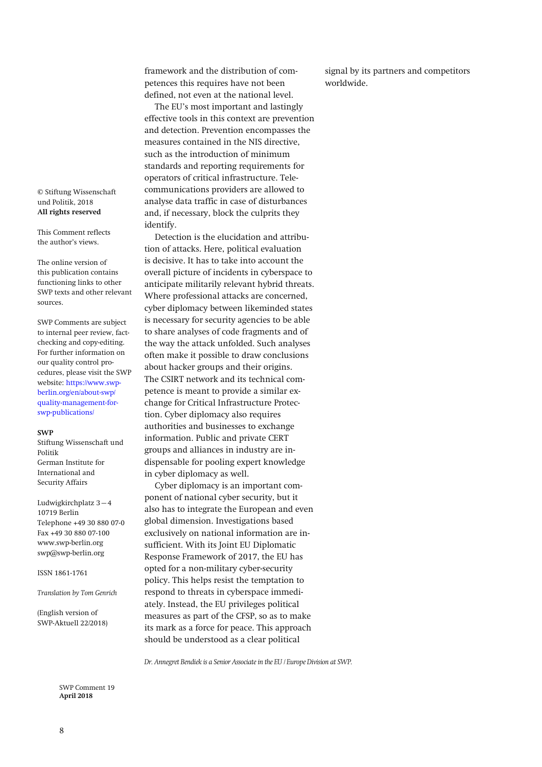framework and the distribution of competences this requires have not been defined, not even at the national level.

The EU's most important and lastingly effective tools in this context are prevention and detection. Prevention encompasses the measures contained in the NIS directive, such as the introduction of minimum standards and reporting requirements for operators of critical infrastructure. Telecommunications providers are allowed to analyse data traffic in case of disturbances and, if necessary, block the culprits they identify.

Detection is the elucidation and attribution of attacks. Here, political evaluation is decisive. It has to take into account the overall picture of incidents in cyberspace to anticipate militarily relevant hybrid threats. Where professional attacks are concerned, cyber diplomacy between likeminded states is necessary for security agencies to be able to share analyses of code fragments and of the way the attack unfolded. Such analyses often make it possible to draw conclusions about hacker groups and their origins. The CSIRT network and its technical competence is meant to provide a similar exchange for Critical Infrastructure Protection. Cyber diplomacy also requires authorities and businesses to exchange information. Public and private CERT groups and alliances in industry are indispensable for pooling expert knowledge in cyber diplomacy as well.

Cyber diplomacy is an important component of national cyber security, but it also has to integrate the European and even global dimension. Investigations based exclusively on national information are insufficient. With its Joint EU Diplomatic Response Framework of 2017, the EU has opted for a non-military cyber-security policy. This helps resist the temptation to respond to threats in cyberspace immediately. Instead, the EU privileges political measures as part of the CFSP, so as to make its mark as a force for peace. This approach should be understood as a clear political signal by its partners and competitors worldwide.

*Dr. Annegret Bendiek is a Senior Associate in the EU / Europe Division at SWP.*

© Stiftung Wissenschaft und Politik, 2018
**All rights reserved**

This Comment reflects the author's views.

The online version of this publication contains functioning links to other SWP texts and other relevant sources.

SWP Comments are subject to internal peer review, fact-checking and copy-editing. For further information on our quality control procedures, please visit the SWP website: https://www.swp-berlin.org/en/about-swp/quality-management-for-swp-publications/

**SWP**
Stiftung Wissenschaft und Politik
German Institute for International and Security Affairs

Ludwigkirchplatz 3 — 4
10719 Berlin
Telephone +49 30 880 07-0
Fax +49 30 880 07-100
www.swp-berlin.org
swp@swp-berlin.org

ISSN 1861-1761

*Translation by Tom Genrich*

(English version of SWP-Aktuell 22/2018)